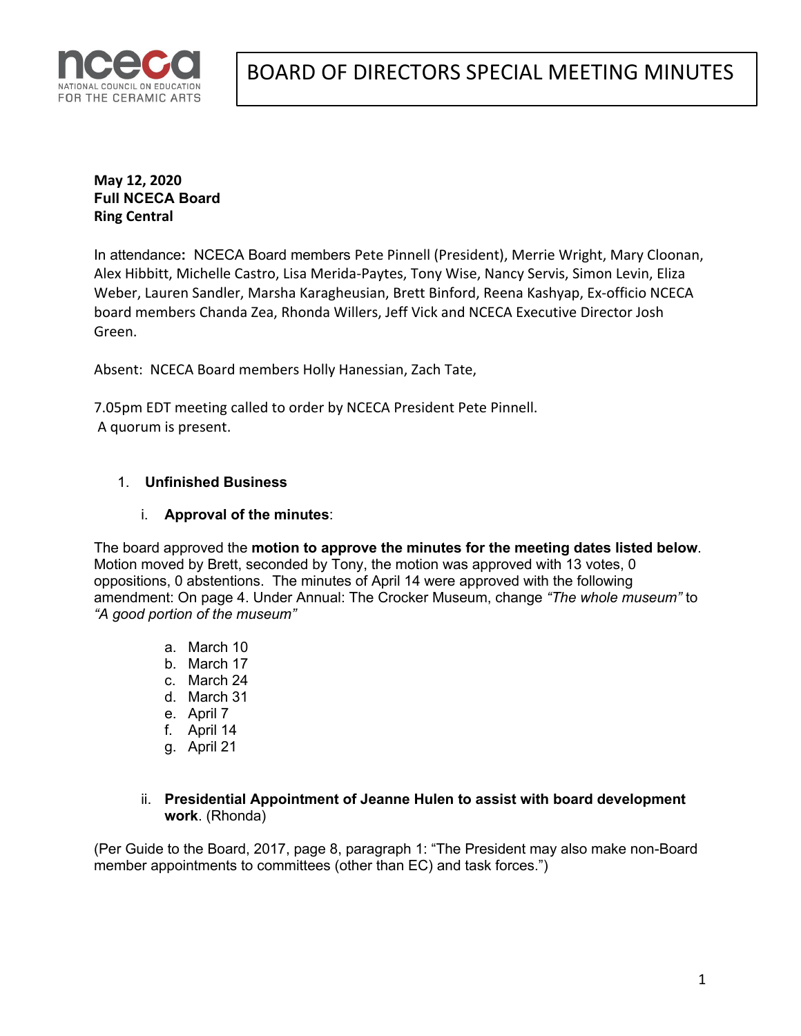# BOARD OF DIRECTORS SPECIAL MEETING MINUTES

**May 12, 2020**
**Full NCECA Board**
**Ring Central**

In attendance**:** NCECA Board members Pete Pinnell (President), Merrie Wright, Mary Cloonan, Alex Hibbitt, Michelle Castro, Lisa Merida-Paytes, Tony Wise, Nancy Servis, Simon Levin, Eliza Weber, Lauren Sandler, Marsha Karagheusian, Brett Binford, Reena Kashyap, Ex-officio NCECA board members Chanda Zea, Rhonda Willers, Jeff Vick and NCECA Executive Director Josh Green.

Absent: NCECA Board members Holly Hanessian, Zach Tate,

7.05pm EDT meeting called to order by NCECA President Pete Pinnell.
A quorum is present.

1. **Unfinished Business**

   i. **Approval of the minutes**:

The board approved the **motion to approve the minutes for the meeting dates listed below**. Motion moved by Brett, seconded by Tony, the motion was approved with 13 votes, 0 oppositions, 0 abstentions. The minutes of April 14 were approved with the following amendment: On page 4. Under Annual: The Crocker Museum, change *"The whole museum"* to *"A good portion of the museum"*

a. March 10
b. March 17
c. March 24
d. March 31
e. April 7
f. April 14
g. April 21

   ii. **Presidential Appointment of Jeanne Hulen to assist with board development work**. (Rhonda)

(Per Guide to the Board, 2017, page 8, paragraph 1: "The President may also make non-Board member appointments to committees (other than EC) and task forces.")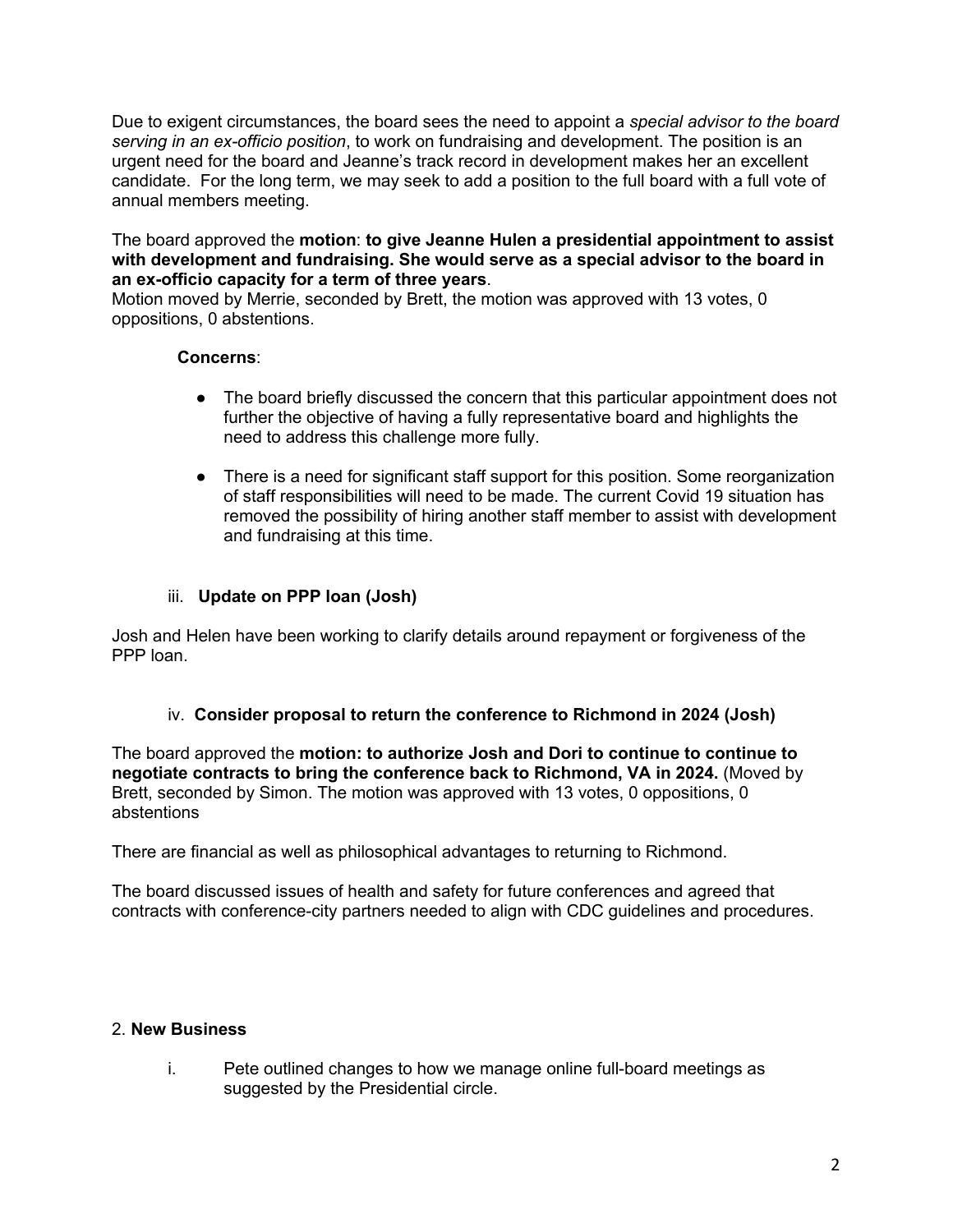Due to exigent circumstances, the board sees the need to appoint a *special advisor to the board serving in an ex-officio position*, to work on fundraising and development. The position is an urgent need for the board and Jeanne's track record in development makes her an excellent candidate. For the long term, we may seek to add a position to the full board with a full vote of annual members meeting.

The board approved the **motion**: **to give Jeanne Hulen a presidential appointment to assist with development and fundraising. She would serve as a special advisor to the board in an ex-officio capacity for a term of three years**.
Motion moved by Merrie, seconded by Brett, the motion was approved with 13 votes, 0 oppositions, 0 abstentions.

**Concerns**:

- The board briefly discussed the concern that this particular appointment does not further the objective of having a fully representative board and highlights the need to address this challenge more fully.

- There is a need for significant staff support for this position. Some reorganization of staff responsibilities will need to be made. The current Covid 19 situation has removed the possibility of hiring another staff member to assist with development and fundraising at this time.

iii. **Update on PPP loan (Josh)**

Josh and Helen have been working to clarify details around repayment or forgiveness of the PPP loan.

iv. **Consider proposal to return the conference to Richmond in 2024 (Josh)**

The board approved the **motion: to authorize Josh and Dori to continue to continue to negotiate contracts to bring the conference back to Richmond, VA in 2024.** (Moved by Brett, seconded by Simon. The motion was approved with 13 votes, 0 oppositions, 0 abstentions

There are financial as well as philosophical advantages to returning to Richmond.

The board discussed issues of health and safety for future conferences and agreed that contracts with conference-city partners needed to align with CDC guidelines and procedures.

2. **New Business**

i. Pete outlined changes to how we manage online full-board meetings as suggested by the Presidential circle.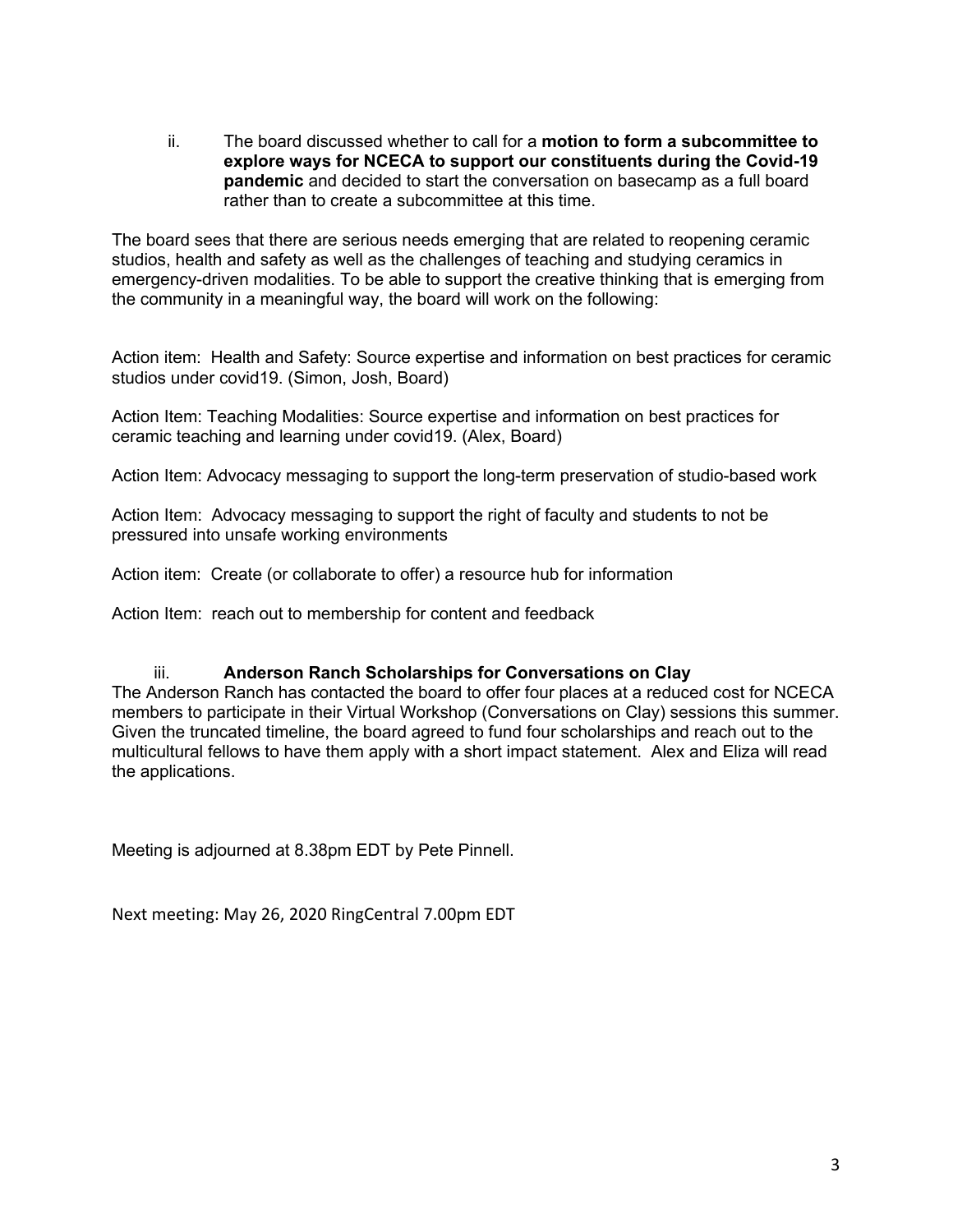ii. The board discussed whether to call for a **motion to form a subcommittee to explore ways for NCECA to support our constituents during the Covid-19 pandemic** and decided to start the conversation on basecamp as a full board rather than to create a subcommittee at this time.

The board sees that there are serious needs emerging that are related to reopening ceramic studios, health and safety as well as the challenges of teaching and studying ceramics in emergency-driven modalities. To be able to support the creative thinking that is emerging from the community in a meaningful way, the board will work on the following:

Action item: Health and Safety: Source expertise and information on best practices for ceramic studios under covid19. (Simon, Josh, Board)

Action Item: Teaching Modalities: Source expertise and information on best practices for ceramic teaching and learning under covid19. (Alex, Board)

Action Item: Advocacy messaging to support the long-term preservation of studio-based work

Action Item: Advocacy messaging to support the right of faculty and students to not be pressured into unsafe working environments

Action item: Create (or collaborate to offer) a resource hub for information

Action Item: reach out to membership for content and feedback

iii. **Anderson Ranch Scholarships for Conversations on Clay**

The Anderson Ranch has contacted the board to offer four places at a reduced cost for NCECA members to participate in their Virtual Workshop (Conversations on Clay) sessions this summer. Given the truncated timeline, the board agreed to fund four scholarships and reach out to the multicultural fellows to have them apply with a short impact statement. Alex and Eliza will read the applications.

Meeting is adjourned at 8.38pm EDT by Pete Pinnell.

Next meeting: May 26, 2020 RingCentral 7.00pm EDT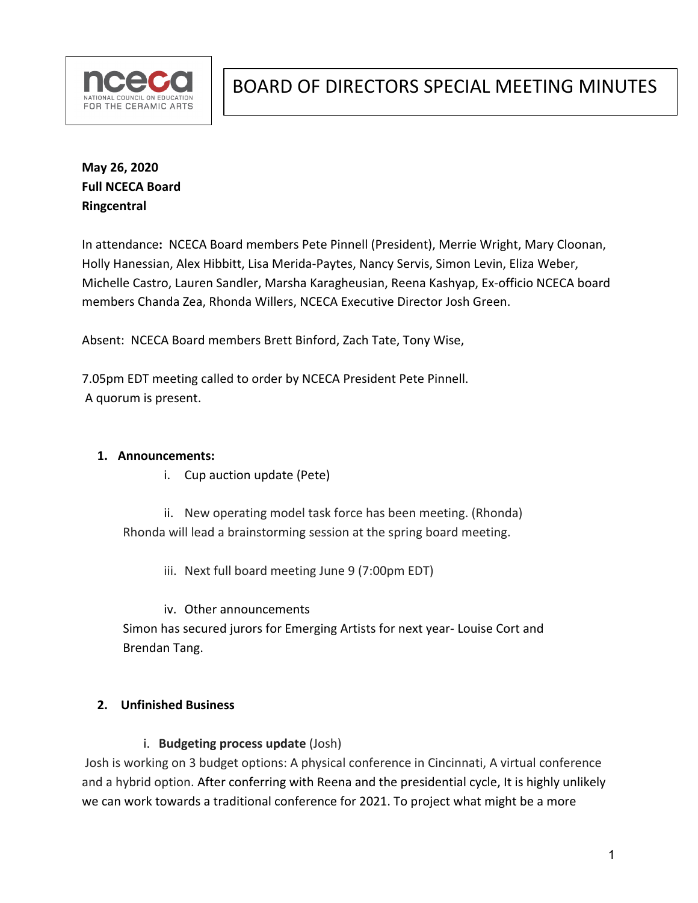# BOARD OF DIRECTORS SPECIAL MEETING MINUTES

**May 26, 2020**
**Full NCECA Board**
**Ringcentral**

In attendance**:** NCECA Board members Pete Pinnell (President), Merrie Wright, Mary Cloonan, Holly Hanessian, Alex Hibbitt, Lisa Merida-Paytes, Nancy Servis, Simon Levin, Eliza Weber, Michelle Castro, Lauren Sandler, Marsha Karagheusian, Reena Kashyap, Ex-officio NCECA board members Chanda Zea, Rhonda Willers, NCECA Executive Director Josh Green.

Absent: NCECA Board members Brett Binford, Zach Tate, Tony Wise,

7.05pm EDT meeting called to order by NCECA President Pete Pinnell.
A quorum is present.

1. **Announcements:**
   i. Cup auction update (Pete)

   ii. New operating model task force has been meeting. (Rhonda)
   Rhonda will lead a brainstorming session at the spring board meeting.

   iii. Next full board meeting June 9 (7:00pm EDT)

   iv. Other announcements
   Simon has secured jurors for Emerging Artists for next year- Louise Cort and Brendan Tang.

2. **Unfinished Business**

   i. **Budgeting process update** (Josh)

Josh is working on 3 budget options: A physical conference in Cincinnati, A virtual conference and a hybrid option. After conferring with Reena and the presidential cycle, It is highly unlikely we can work towards a traditional conference for 2021. To project what might be a more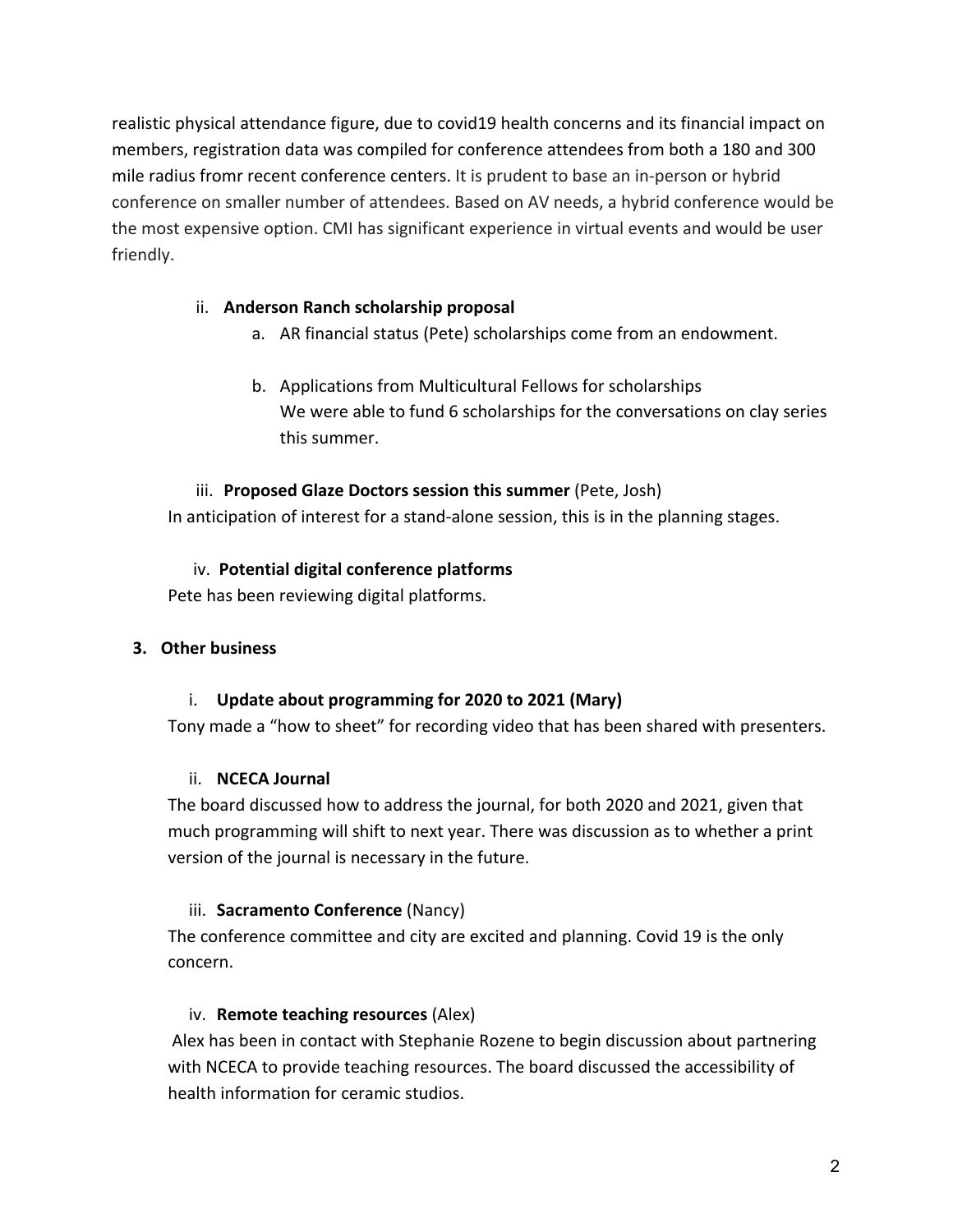realistic physical attendance figure, due to covid19 health concerns and its financial impact on members, registration data was compiled for conference attendees from both a 180 and 300 mile radius fromr recent conference centers. It is prudent to base an in-person or hybrid conference on smaller number of attendees. Based on AV needs, a hybrid conference would be the most expensive option. CMI has significant experience in virtual events and would be user friendly.

ii. **Anderson Ranch scholarship proposal**

a. AR financial status (Pete) scholarships come from an endowment.

b. Applications from Multicultural Fellows for scholarships
We were able to fund 6 scholarships for the conversations on clay series this summer.

iii. **Proposed Glaze Doctors session this summer** (Pete, Josh)
In anticipation of interest for a stand-alone session, this is in the planning stages.

iv. **Potential digital conference platforms**
Pete has been reviewing digital platforms.

**3. Other business**

i. **Update about programming for 2020 to 2021 (Mary)**
Tony made a "how to sheet" for recording video that has been shared with presenters.

ii. **NCECA Journal**
The board discussed how to address the journal, for both 2020 and 2021, given that much programming will shift to next year. There was discussion as to whether a print version of the journal is necessary in the future.

iii. **Sacramento Conference** (Nancy)
The conference committee and city are excited and planning. Covid 19 is the only concern.

iv. **Remote teaching resources** (Alex)
Alex has been in contact with Stephanie Rozene to begin discussion about partnering with NCECA to provide teaching resources. The board discussed the accessibility of health information for ceramic studios.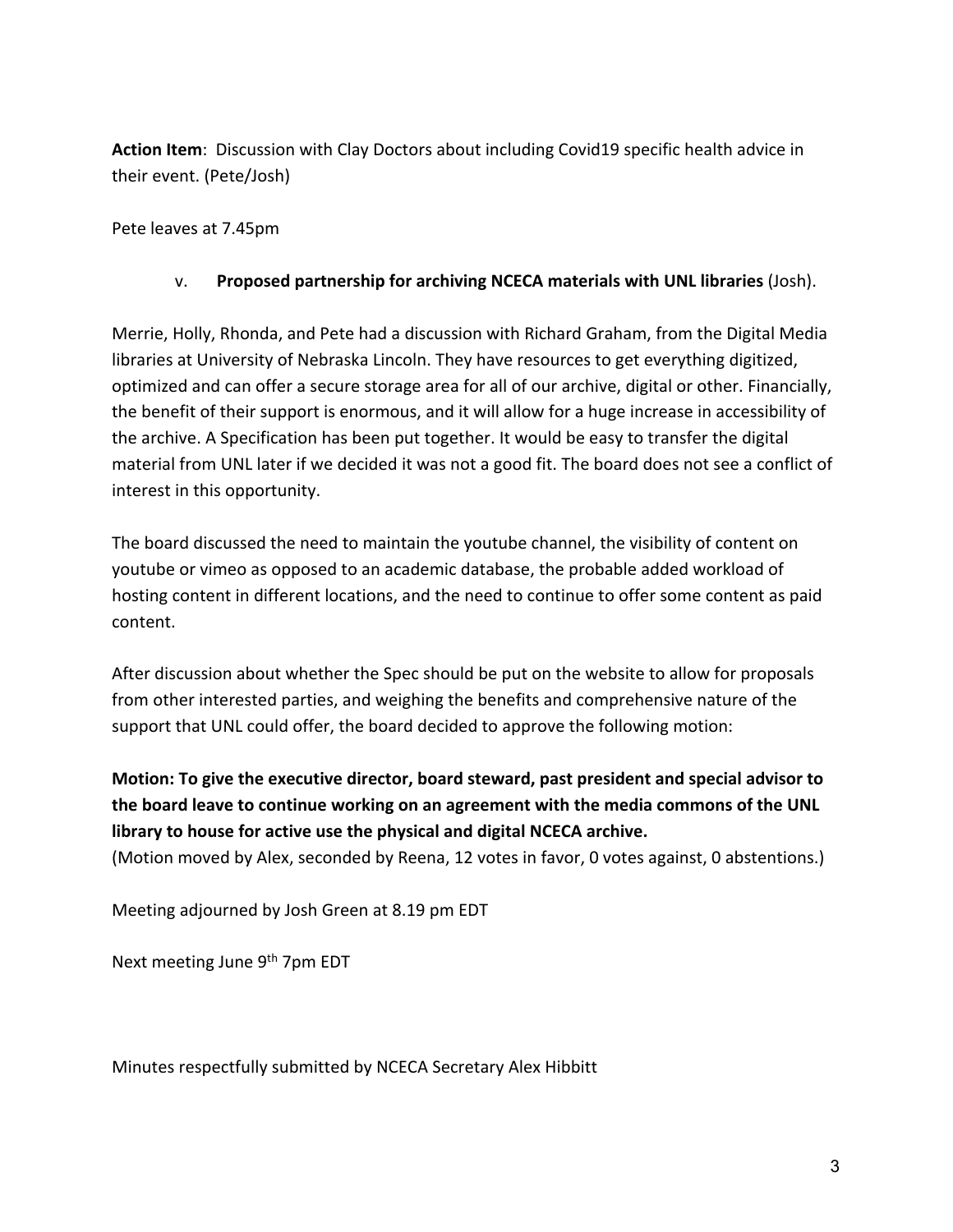**Action Item**: Discussion with Clay Doctors about including Covid19 specific health advice in their event. (Pete/Josh)

Pete leaves at 7.45pm

v. **Proposed partnership for archiving NCECA materials with UNL libraries** (Josh).

Merrie, Holly, Rhonda, and Pete had a discussion with Richard Graham, from the Digital Media libraries at University of Nebraska Lincoln. They have resources to get everything digitized, optimized and can offer a secure storage area for all of our archive, digital or other. Financially, the benefit of their support is enormous, and it will allow for a huge increase in accessibility of the archive. A Specification has been put together. It would be easy to transfer the digital material from UNL later if we decided it was not a good fit. The board does not see a conflict of interest in this opportunity.

The board discussed the need to maintain the youtube channel, the visibility of content on youtube or vimeo as opposed to an academic database, the probable added workload of hosting content in different locations, and the need to continue to offer some content as paid content.

After discussion about whether the Spec should be put on the website to allow for proposals from other interested parties, and weighing the benefits and comprehensive nature of the support that UNL could offer, the board decided to approve the following motion:

**Motion: To give the executive director, board steward, past president and special advisor to the board leave to continue working on an agreement with the media commons of the UNL library to house for active use the physical and digital NCECA archive.**
(Motion moved by Alex, seconded by Reena, 12 votes in favor, 0 votes against, 0 abstentions.)

Meeting adjourned by Josh Green at 8.19 pm EDT

Next meeting June 9th 7pm EDT

Minutes respectfully submitted by NCECA Secretary Alex Hibbitt